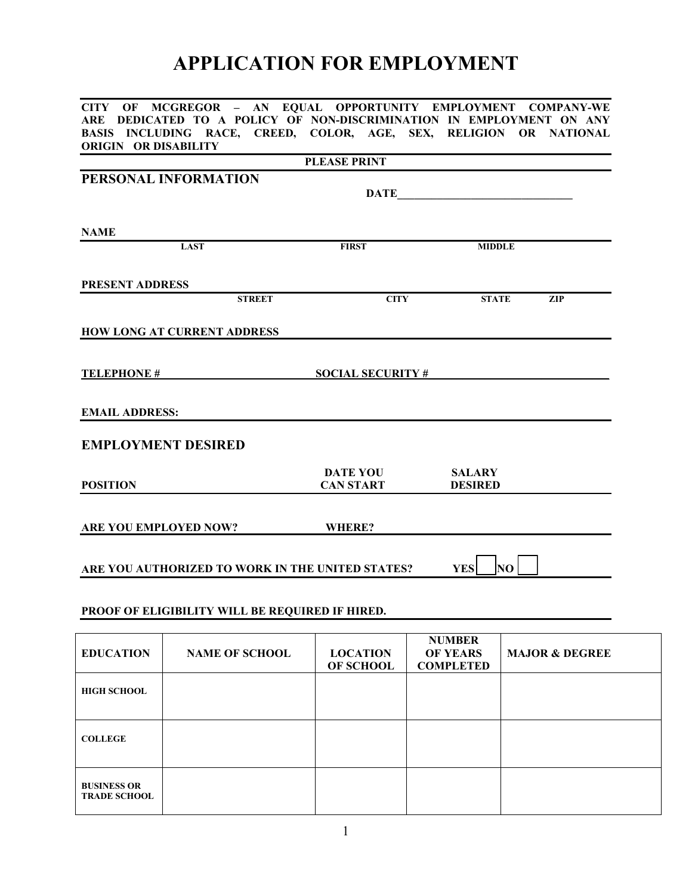# APPLICATION FOR EMPLOYMENT

**CITY OF MCGREGOR – AN EQUAL OPPORTUNITY EMPLOYMENT COMPANY-WE ARE DEDICATED TO A POLICY OF NON-DISCRIMINATION IN EMPLOYMENT ON ANY BASIS INCLUDING RACE, CREED, COLOR, AGE, SEX, RELIGION OR NATIONAL ORIGIN OR DISABILITY**

**PLEASE PRINT**

## PERSONAL INFORMATION

**DATE**_______________________________

**NAME** ________________________________________________
**LAST** **FIRST** **MIDDLE**

**PRESENT ADDRESS** ________________________________________________
**STREET** **CITY** **STATE** **ZIP**

**HOW LONG AT CURRENT ADDRESS** ________________________________________________

**TELEPHONE #** ______________________ **SOCIAL SECURITY #** ______________________

**EMAIL ADDRESS:** ________________________________________________

## EMPLOYMENT DESIRED

**POSITION** ______________________ **DATE YOU CAN START** ______________ **SALARY DESIRED** ______________

**ARE YOU EMPLOYED NOW?** ______________ **WHERE?** ______________________

**ARE YOU AUTHORIZED TO WORK IN THE UNITED STATES?** **YES** ☐ **NO** ☐

**PROOF OF ELIGIBILITY WILL BE REQUIRED IF HIRED.**

| EDUCATION | NAME OF SCHOOL | LOCATION OF SCHOOL | NUMBER OF YEARS COMPLETED | MAJOR & DEGREE |
|---|---|---|---|---|
| HIGH SCHOOL | | | | |
| COLLEGE | | | | |
| BUSINESS OR TRADE SCHOOL | | | | |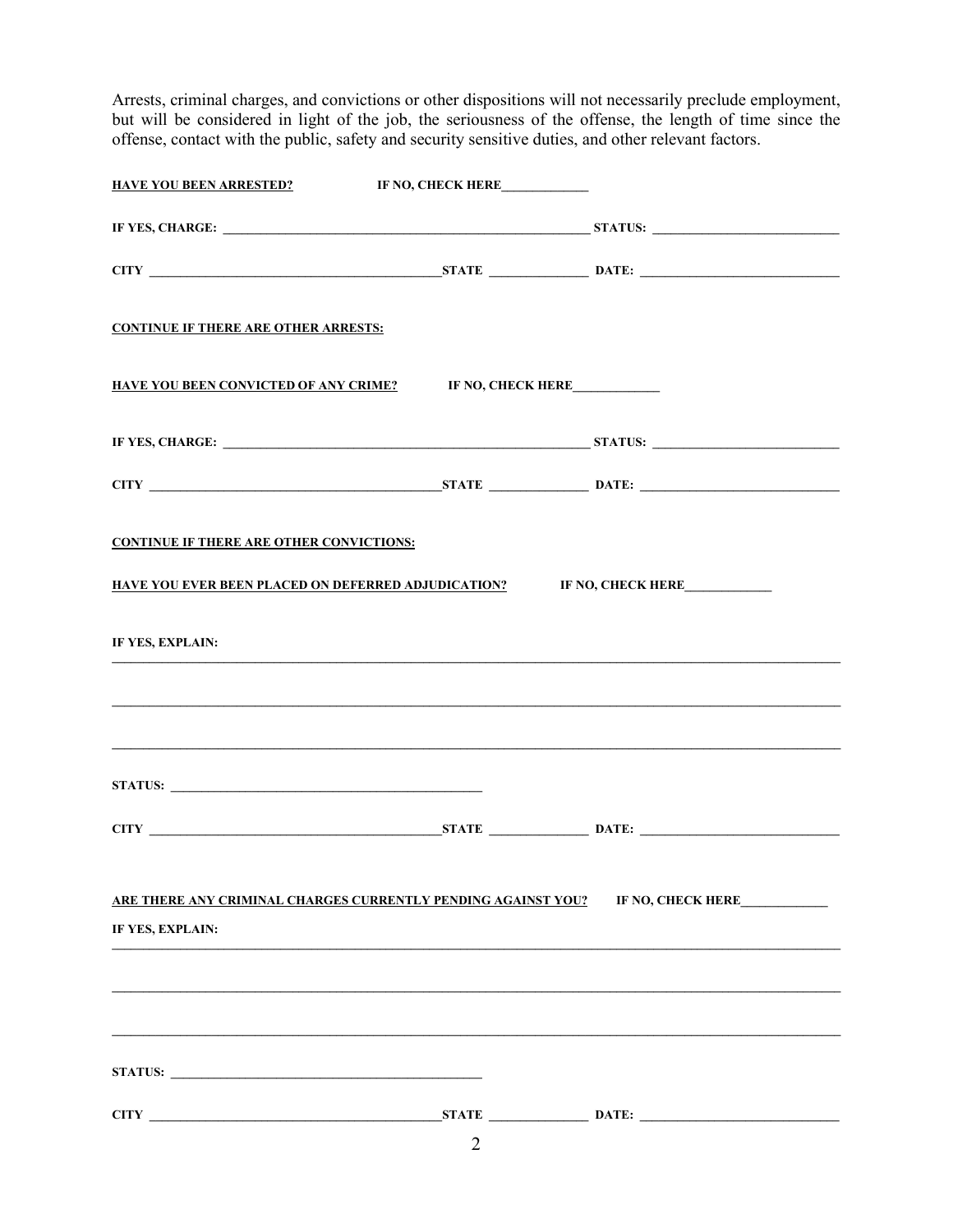Arrests, criminal charges, and convictions or other dispositions will not necessarily preclude employment, but will be considered in light of the job, the seriousness of the offense, the length of time since the offense, contact with the public, safety and security sensitive duties, and other relevant factors.

**HAVE YOU BEEN ARRESTED?** **IF NO, CHECK HERE**______________

**IF YES, CHARGE:** ________________________________________________________ **STATUS:** ____________________________

**CITY** ____________________________________________ **STATE** _______________ **DATE:** ______________________________

**CONTINUE IF THERE ARE OTHER ARRESTS:**

**HAVE YOU BEEN CONVICTED OF ANY CRIME?** **IF NO, CHECK HERE**______________

**IF YES, CHARGE:** ________________________________________________________ **STATUS:** ____________________________

**CITY** ____________________________________________ **STATE** _______________ **DATE:** ______________________________

**CONTINUE IF THERE ARE OTHER CONVICTIONS:**

**HAVE YOU EVER BEEN PLACED ON DEFERRED ADJUDICATION?** **IF NO, CHECK HERE**______________

**IF YES, EXPLAIN:**

__________________________________________________________________________________________________________

__________________________________________________________________________________________________________

__________________________________________________________________________________________________________

**STATUS:** __________________________________________________

**CITY** ____________________________________________ **STATE** _______________ **DATE:** ______________________________

**ARE THERE ANY CRIMINAL CHARGES CURRENTLY PENDING AGAINST YOU?** **IF NO, CHECK HERE**______________

**IF YES, EXPLAIN:**

__________________________________________________________________________________________________________

__________________________________________________________________________________________________________

__________________________________________________________________________________________________________

**STATUS:** __________________________________________________

**CITY** ____________________________________________ **STATE** _______________ **DATE:** ______________________________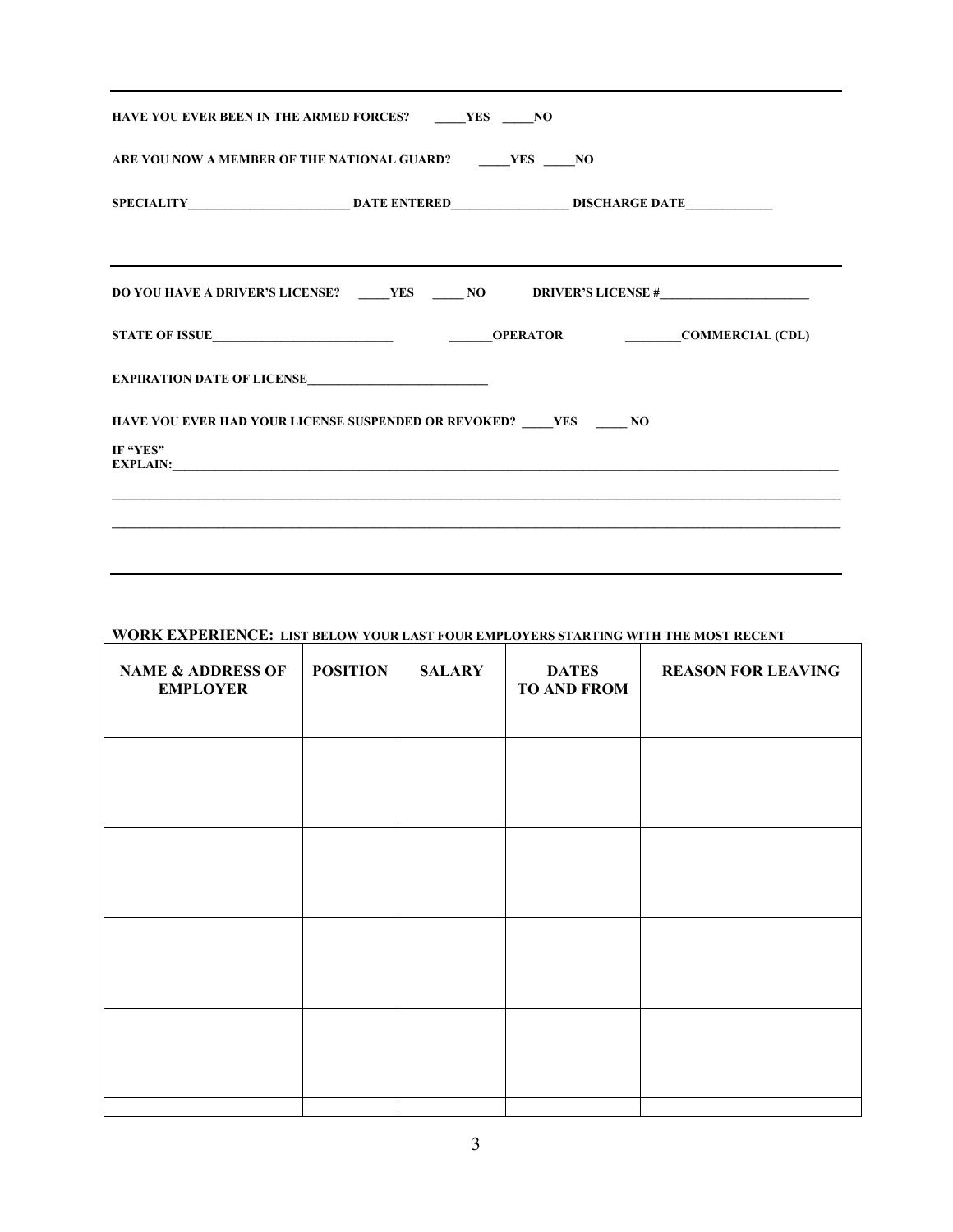---

**HAVE YOU EVER BEEN IN THE ARMED FORCES?** _____**YES** _____**NO**

**ARE YOU NOW A MEMBER OF THE NATIONAL GUARD?** _____**YES** _____**NO**

**SPECIALITY**_________________________ **DATE ENTERED**__________________ **DISCHARGE DATE**______________

---

**DO YOU HAVE A DRIVER'S LICENSE?** _____**YES** _____ **NO** **DRIVER'S LICENSE #**________________________

**STATE OF ISSUE**____________________________ _______**OPERATOR** _________**COMMERCIAL (CDL)**

**EXPIRATION DATE OF LICENSE**____________________________

**HAVE YOU EVER HAD YOUR LICENSE SUSPENDED OR REVOKED?** _____**YES** _____ **NO**

**IF "YES" EXPLAIN:**________________________________________________________________________________

______________________________________________________________________________________________

______________________________________________________________________________________________

---

**WORK EXPERIENCE: LIST BELOW YOUR LAST FOUR EMPLOYERS STARTING WITH THE MOST RECENT**

| NAME & ADDRESS OF EMPLOYER | POSITION | SALARY | DATES TO AND FROM | REASON FOR LEAVING |
|---|---|---|---|---|
| | | | | |
| | | | | |
| | | | | |
| | | | | |
| | | | | |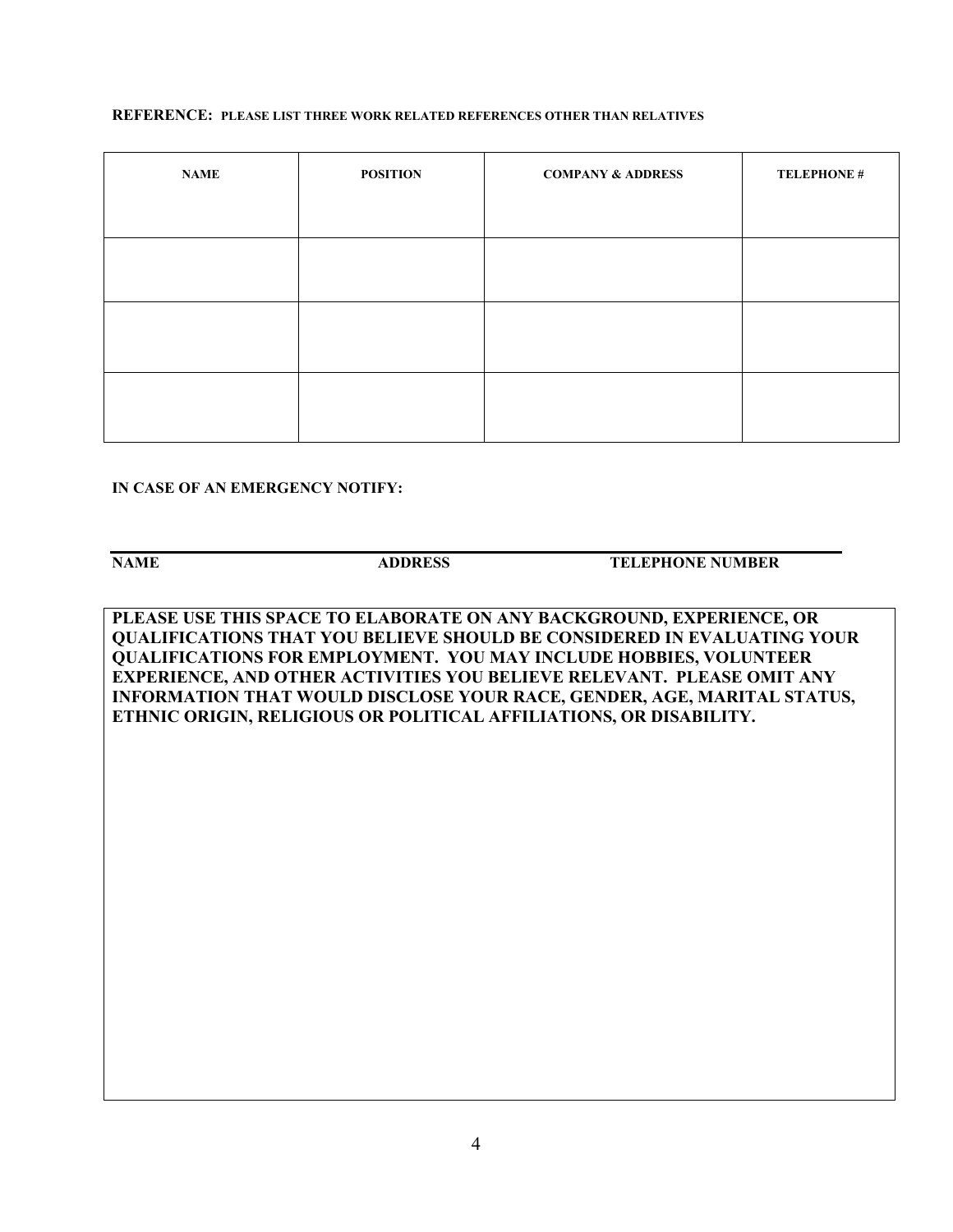**REFERENCE: PLEASE LIST THREE WORK RELATED REFERENCES OTHER THAN RELATIVES**

| NAME | POSITION | COMPANY & ADDRESS | TELEPHONE # |
|---|---|---|---|
| | | | |
| | | | |
| | | | |

**IN CASE OF AN EMERGENCY NOTIFY:**

**NAME** **ADDRESS** **TELEPHONE NUMBER**

**PLEASE USE THIS SPACE TO ELABORATE ON ANY BACKGROUND, EXPERIENCE, OR QUALIFICATIONS THAT YOU BELIEVE SHOULD BE CONSIDERED IN EVALUATING YOUR QUALIFICATIONS FOR EMPLOYMENT. YOU MAY INCLUDE HOBBIES, VOLUNTEER EXPERIENCE, AND OTHER ACTIVITIES YOU BELIEVE RELEVANT. PLEASE OMIT ANY INFORMATION THAT WOULD DISCLOSE YOUR RACE, GENDER, AGE, MARITAL STATUS, ETHNIC ORIGIN, RELIGIOUS OR POLITICAL AFFILIATIONS, OR DISABILITY.**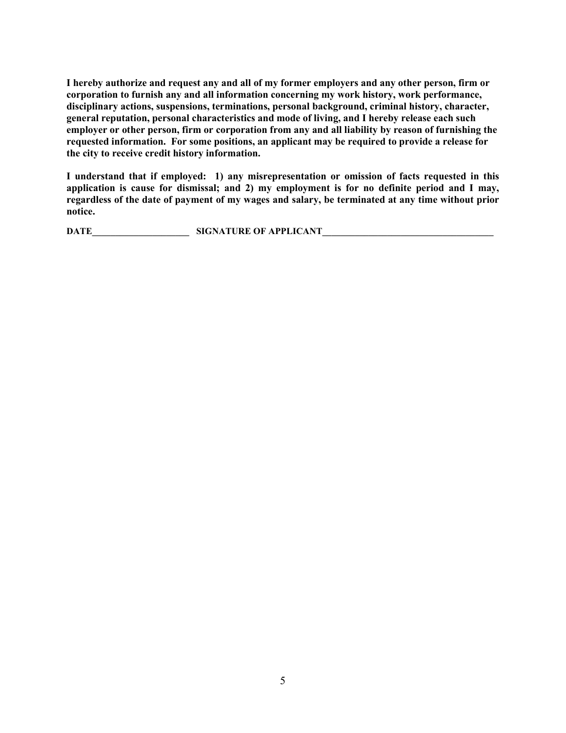**I hereby authorize and request any and all of my former employers and any other person, firm or corporation to furnish any and all information concerning my work history, work performance, disciplinary actions, suspensions, terminations, personal background, criminal history, character, general reputation, personal characteristics and mode of living, and I hereby release each such employer or other person, firm or corporation from any and all liability by reason of furnishing the requested information. For some positions, an applicant may be required to provide a release for the city to receive credit history information.**

**I understand that if employed: 1) any misrepresentation or omission of facts requested in this application is cause for dismissal; and 2) my employment is for no definite period and I may, regardless of the date of payment of my wages and salary, be terminated at any time without prior notice.**

**DATE_____________________ SIGNATURE OF APPLICANT_____________________________________**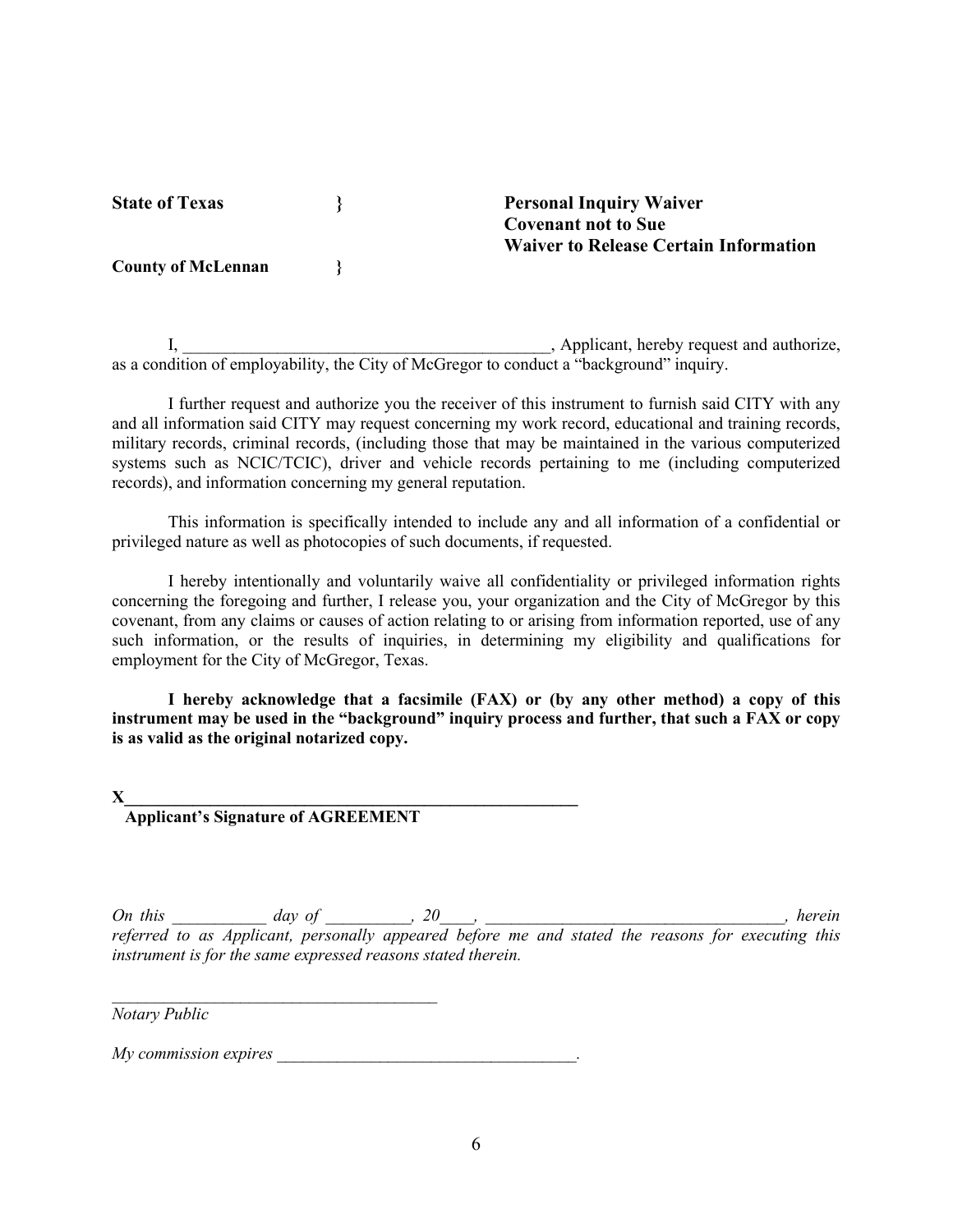**State of Texas** **}** **Personal Inquiry Waiver**
**Covenant not to Sue**
**Waiver to Release Certain Information**

**County of McLennan** **}**

I, ____________________________________________, Applicant, hereby request and authorize, as a condition of employability, the City of McGregor to conduct a "background" inquiry.

I further request and authorize you the receiver of this instrument to furnish said CITY with any and all information said CITY may request concerning my work record, educational and training records, military records, criminal records, (including those that may be maintained in the various computerized systems such as NCIC/TCIC), driver and vehicle records pertaining to me (including computerized records), and information concerning my general reputation.

This information is specifically intended to include any and all information of a confidential or privileged nature as well as photocopies of such documents, if requested.

I hereby intentionally and voluntarily waive all confidentiality or privileged information rights concerning the foregoing and further, I release you, your organization and the City of McGregor by this covenant, from any claims or causes of action relating to or arising from information reported, use of any such information, or the results of inquiries, in determining my eligibility and qualifications for employment for the City of McGregor, Texas.

**I hereby acknowledge that a facsimile (FAX) or (by any other method) a copy of this instrument may be used in the "background" inquiry process and further, that such a FAX or copy is as valid as the original notarized copy.**

**X________________________________________________________**
**Applicant's Signature of AGREEMENT**

*On this ___________ day of __________, 20____, ___________________________________, herein referred to as Applicant, personally appeared before me and stated the reasons for executing this instrument is for the same expressed reasons stated therein.*

________________________________________
*Notary Public*

*My commission expires ___________________________________.*